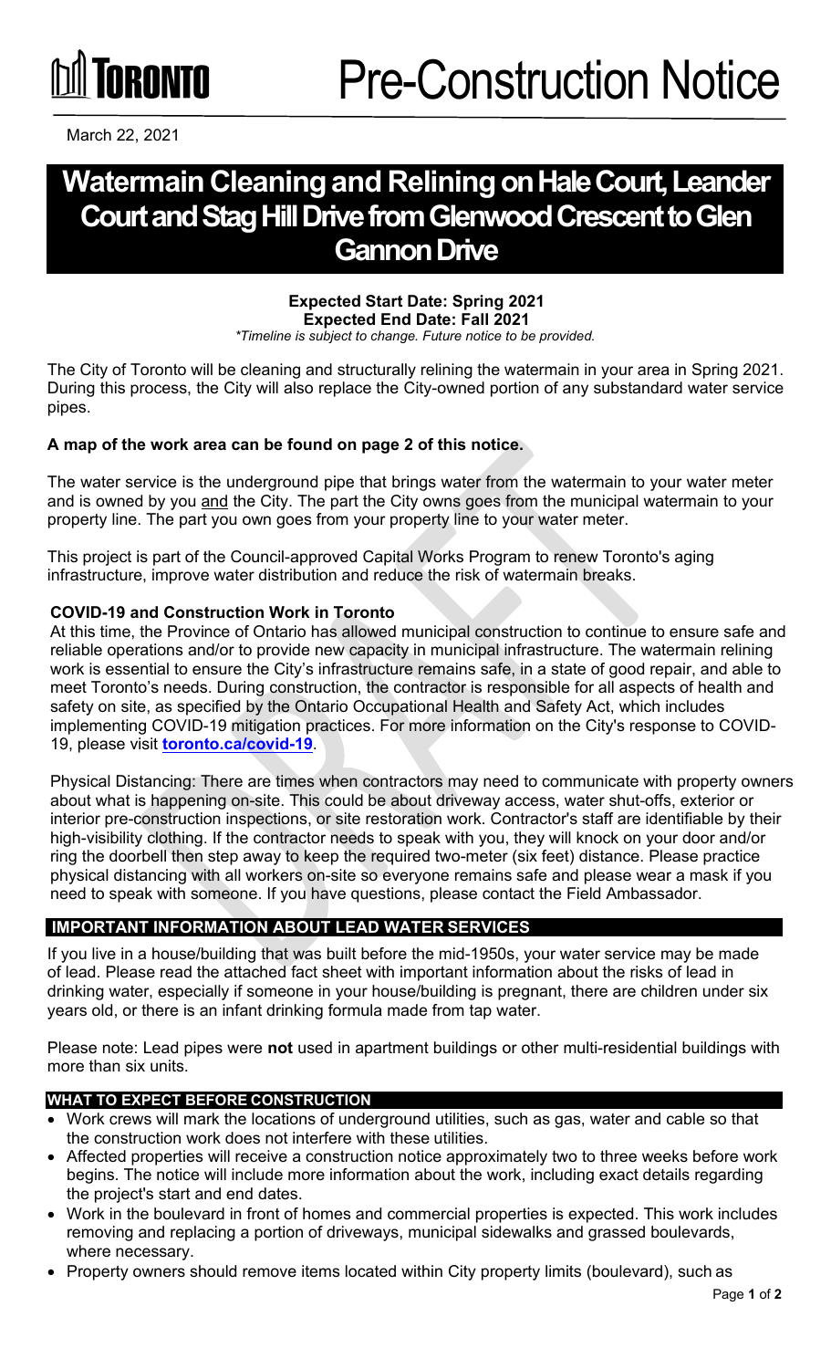TORONTO

# Pre-Construction Notice

March 22, 2021

# Watermain Cleaning and Relining on Hale Court, Leander Court and Stag Hill Drive from Glenwood Crescent to Glen Gannon Drive

**Expected Start Date: Spring 2021**
**Expected End Date: Fall 2021**
*\*Timeline is subject to change. Future notice to be provided.*

The City of Toronto will be cleaning and structurally relining the watermain in your area in Spring 2021. During this process, the City will also replace the City-owned portion of any substandard water service pipes.

**A map of the work area can be found on page 2 of this notice.**

The water service is the underground pipe that brings water from the watermain to your water meter and is owned by you and the City. The part the City owns goes from the municipal watermain to your property line. The part you own goes from your property line to your water meter.

This project is part of the Council-approved Capital Works Program to renew Toronto's aging infrastructure, improve water distribution and reduce the risk of watermain breaks.

### COVID-19 and Construction Work in Toronto

At this time, the Province of Ontario has allowed municipal construction to continue to ensure safe and reliable operations and/or to provide new capacity in municipal infrastructure. The watermain relining work is essential to ensure the City's infrastructure remains safe, in a state of good repair, and able to meet Toronto's needs. During construction, the contractor is responsible for all aspects of health and safety on site, as specified by the Ontario Occupational Health and Safety Act, which includes implementing COVID-19 mitigation practices. For more information on the City's response to COVID-19, please visit **toronto.ca/covid-19**.

Physical Distancing: There are times when contractors may need to communicate with property owners about what is happening on-site. This could be about driveway access, water shut-offs, exterior or interior pre-construction inspections, or site restoration work. Contractor's staff are identifiable by their high-visibility clothing. If the contractor needs to speak with you, they will knock on your door and/or ring the doorbell then step away to keep the required two-meter (six feet) distance. Please practice physical distancing with all workers on-site so everyone remains safe and please wear a mask if you need to speak with someone. If you have questions, please contact the Field Ambassador.

## IMPORTANT INFORMATION ABOUT LEAD WATER SERVICES

If you live in a house/building that was built before the mid-1950s, your water service may be made of lead. Please read the attached fact sheet with important information about the risks of lead in drinking water, especially if someone in your house/building is pregnant, there are children under six years old, or there is an infant drinking formula made from tap water.

Please note: Lead pipes were **not** used in apartment buildings or other multi-residential buildings with more than six units.

## WHAT TO EXPECT BEFORE CONSTRUCTION

- Work crews will mark the locations of underground utilities, such as gas, water and cable so that the construction work does not interfere with these utilities.
- Affected properties will receive a construction notice approximately two to three weeks before work begins. The notice will include more information about the work, including exact details regarding the project's start and end dates.
- Work in the boulevard in front of homes and commercial properties is expected. This work includes removing and replacing a portion of driveways, municipal sidewalks and grassed boulevards, where necessary.
- Property owners should remove items located within City property limits (boulevard), such as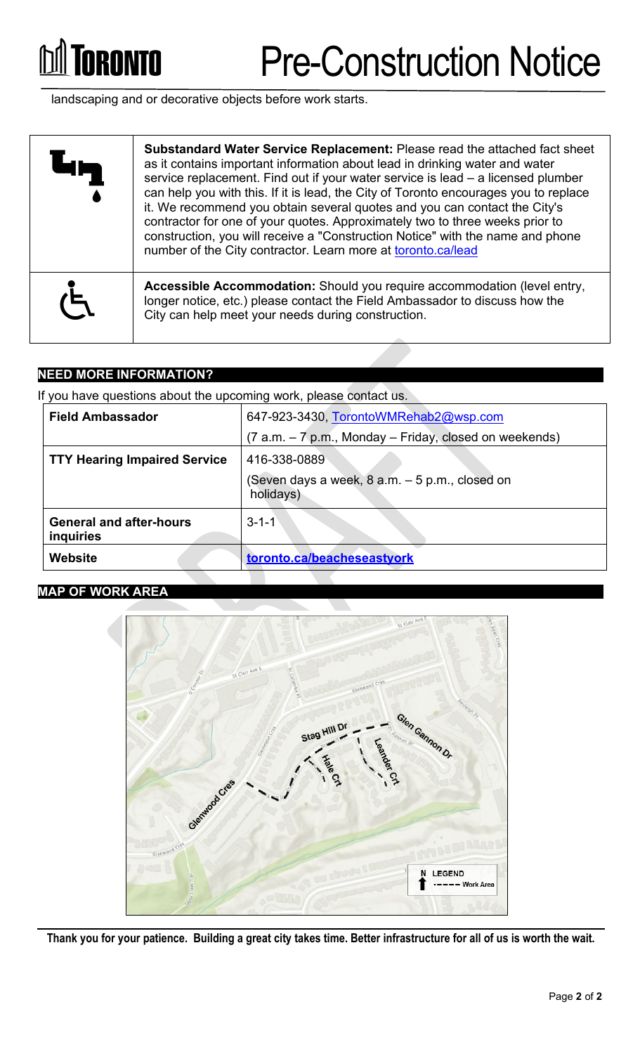landscaping and or decorative objects before work starts.

| | |
|---|---|
| | **Substandard Water Service Replacement:** Please read the attached fact sheet as it contains important information about lead in drinking water and water service replacement. Find out if your water service is lead – a licensed plumber can help you with this. If it is lead, the City of Toronto encourages you to replace it. We recommend you obtain several quotes and you can contact the City's contractor for one of your quotes. Approximately two to three weeks prior to construction, you will receive a "Construction Notice" with the name and phone number of the City contractor. Learn more at toronto.ca/lead |
| | **Accessible Accommodation:** Should you require accommodation (level entry, longer notice, etc.) please contact the Field Ambassador to discuss how the City can help meet your needs during construction. |

## NEED MORE INFORMATION?

If you have questions about the upcoming work, please contact us.

| | |
|---|---|
| **Field Ambassador** | 647-923-3430, TorontoWMRehab2@wsp.com<br>(7 a.m. – 7 p.m., Monday – Friday, closed on weekends) |
| **TTY Hearing Impaired Service** | 416-338-0889<br>(Seven days a week, 8 a.m. – 5 p.m., closed on holidays) |
| **General and after-hours inquiries** | 3-1-1 |
| **Website** | **toronto.ca/beacheseastyork** |

## MAP OF WORK AREA

St Clair Ave E
Stag Hill Dr
Glen Gannon Dr
Leander Crt
Hale Crt
Glenwood Cres
N
LEGEND
Work Area

**Thank you for your patience. Building a great city takes time. Better infrastructure for all of us is worth the wait.**